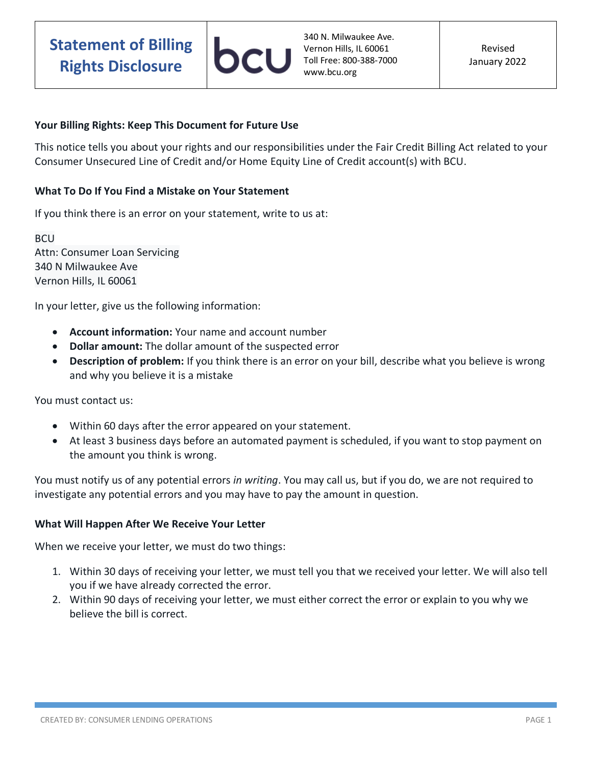# Statement of Billing Rights Disclosure

bcu

340 N. Milwaukee Ave.
Vernon Hills, IL 60061
Toll Free: 800-388-7000
www.bcu.org

Revised January 2022

**Your Billing Rights: Keep This Document for Future Use**

This notice tells you about your rights and our responsibilities under the Fair Credit Billing Act related to your Consumer Unsecured Line of Credit and/or Home Equity Line of Credit account(s) with BCU.

**What To Do If You Find a Mistake on Your Statement**

If you think there is an error on your statement, write to us at:

BCU
Attn: Consumer Loan Servicing
340 N Milwaukee Ave
Vernon Hills, IL 60061

In your letter, give us the following information:

- **Account information:** Your name and account number
- **Dollar amount:** The dollar amount of the suspected error
- **Description of problem:** If you think there is an error on your bill, describe what you believe is wrong and why you believe it is a mistake

You must contact us:

- Within 60 days after the error appeared on your statement.
- At least 3 business days before an automated payment is scheduled, if you want to stop payment on the amount you think is wrong.

You must notify us of any potential errors *in writing*. You may call us, but if you do, we are not required to investigate any potential errors and you may have to pay the amount in question.

**What Will Happen After We Receive Your Letter**

When we receive your letter, we must do two things:

1. Within 30 days of receiving your letter, we must tell you that we received your letter. We will also tell you if we have already corrected the error.
2. Within 90 days of receiving your letter, we must either correct the error or explain to you why we believe the bill is correct.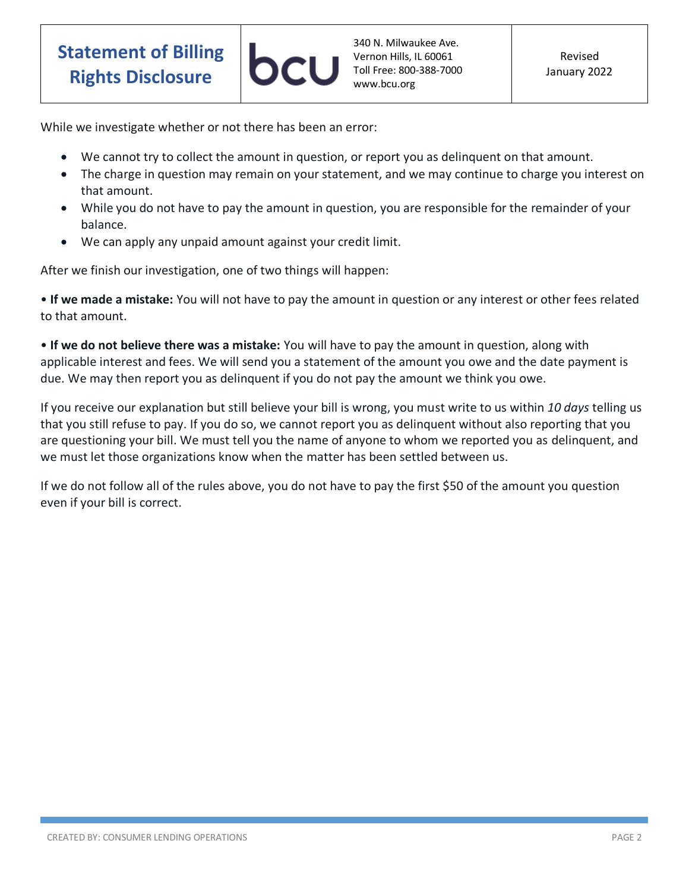While we investigate whether or not there has been an error:

- We cannot try to collect the amount in question, or report you as delinquent on that amount.
- The charge in question may remain on your statement, and we may continue to charge you interest on that amount.
- While you do not have to pay the amount in question, you are responsible for the remainder of your balance.
- We can apply any unpaid amount against your credit limit.

After we finish our investigation, one of two things will happen:

• **If we made a mistake:** You will not have to pay the amount in question or any interest or other fees related to that amount.

• **If we do not believe there was a mistake:** You will have to pay the amount in question, along with applicable interest and fees. We will send you a statement of the amount you owe and the date payment is due. We may then report you as delinquent if you do not pay the amount we think you owe.

If you receive our explanation but still believe your bill is wrong, you must write to us within *10 days* telling us that you still refuse to pay. If you do so, we cannot report you as delinquent without also reporting that you are questioning your bill. We must tell you the name of anyone to whom we reported you as delinquent, and we must let those organizations know when the matter has been settled between us.

If we do not follow all of the rules above, you do not have to pay the first $50 of the amount you question even if your bill is correct.